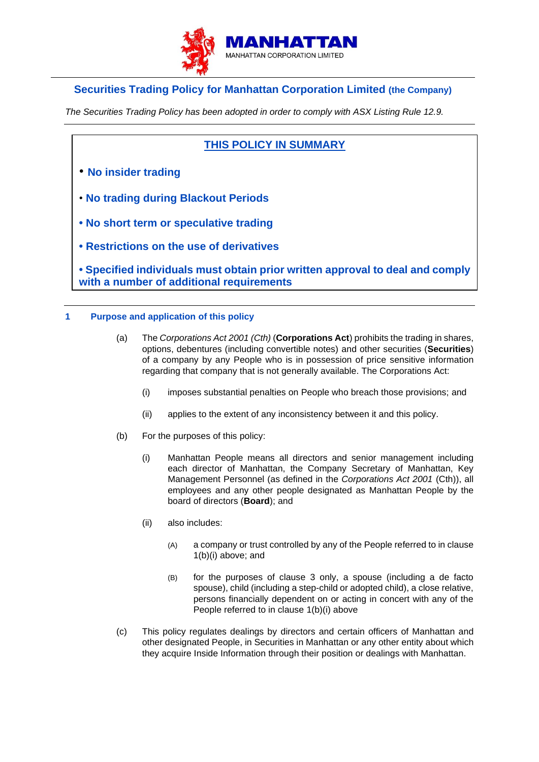MANHATTAN

MANHATTAN CORPORATION LIMITED

# Securities Trading Policy for Manhattan Corporation Limited (the Company)

*The Securities Trading Policy has been adopted in order to comply with ASX Listing Rule 12.9.*

## THIS POLICY IN SUMMARY

- **No insider trading**
- **No trading during Blackout Periods**
- **No short term or speculative trading**
- **Restrictions on the use of derivatives**
- **Specified individuals must obtain prior written approval to deal and comply with a number of additional requirements**

## 1 Purpose and application of this policy

(a) The *Corporations Act 2001 (Cth)* (**Corporations Act**) prohibits the trading in shares, options, debentures (including convertible notes) and other securities (**Securities**) of a company by any People who is in possession of price sensitive information regarding that company that is not generally available. The Corporations Act:

(i) imposes substantial penalties on People who breach those provisions; and

(ii) applies to the extent of any inconsistency between it and this policy.

(b) For the purposes of this policy:

(i) Manhattan People means all directors and senior management including each director of Manhattan, the Company Secretary of Manhattan, Key Management Personnel (as defined in the *Corporations Act 2001* (Cth)), all employees and any other people designated as Manhattan People by the board of directors (**Board**); and

(ii) also includes:

(A) a company or trust controlled by any of the People referred to in clause 1(b)(i) above; and

(B) for the purposes of clause 3 only, a spouse (including a de facto spouse), child (including a step-child or adopted child), a close relative, persons financially dependent on or acting in concert with any of the People referred to in clause 1(b)(i) above

(c) This policy regulates dealings by directors and certain officers of Manhattan and other designated People, in Securities in Manhattan or any other entity about which they acquire Inside Information through their position or dealings with Manhattan.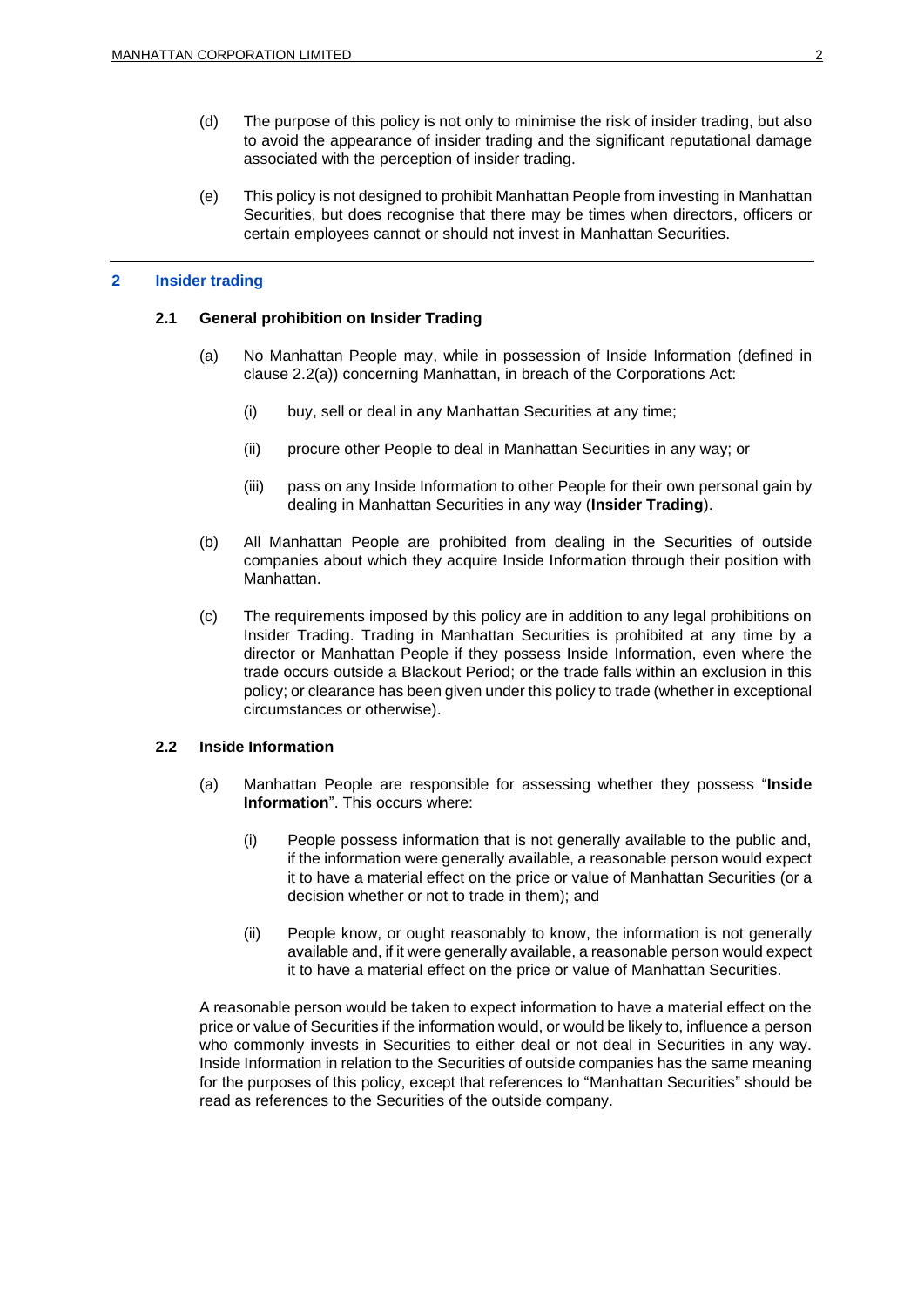(d) The purpose of this policy is not only to minimise the risk of insider trading, but also to avoid the appearance of insider trading and the significant reputational damage associated with the perception of insider trading.

(e) This policy is not designed to prohibit Manhattan People from investing in Manhattan Securities, but does recognise that there may be times when directors, officers or certain employees cannot or should not invest in Manhattan Securities.

## 2 Insider trading

### 2.1 General prohibition on Insider Trading

(a) No Manhattan People may, while in possession of Inside Information (defined in clause 2.2(a)) concerning Manhattan, in breach of the Corporations Act:

  (i) buy, sell or deal in any Manhattan Securities at any time;

  (ii) procure other People to deal in Manhattan Securities in any way; or

  (iii) pass on any Inside Information to other People for their own personal gain by dealing in Manhattan Securities in any way (**Insider Trading**).

(b) All Manhattan People are prohibited from dealing in the Securities of outside companies about which they acquire Inside Information through their position with Manhattan.

(c) The requirements imposed by this policy are in addition to any legal prohibitions on Insider Trading. Trading in Manhattan Securities is prohibited at any time by a director or Manhattan People if they possess Inside Information, even where the trade occurs outside a Blackout Period; or the trade falls within an exclusion in this policy; or clearance has been given under this policy to trade (whether in exceptional circumstances or otherwise).

### 2.2 Inside Information

(a) Manhattan People are responsible for assessing whether they possess "**Inside Information**". This occurs where:

  (i) People possess information that is not generally available to the public and, if the information were generally available, a reasonable person would expect it to have a material effect on the price or value of Manhattan Securities (or a decision whether or not to trade in them); and

  (ii) People know, or ought reasonably to know, the information is not generally available and, if it were generally available, a reasonable person would expect it to have a material effect on the price or value of Manhattan Securities.

A reasonable person would be taken to expect information to have a material effect on the price or value of Securities if the information would, or would be likely to, influence a person who commonly invests in Securities to either deal or not deal in Securities in any way. Inside Information in relation to the Securities of outside companies has the same meaning for the purposes of this policy, except that references to "Manhattan Securities" should be read as references to the Securities of the outside company.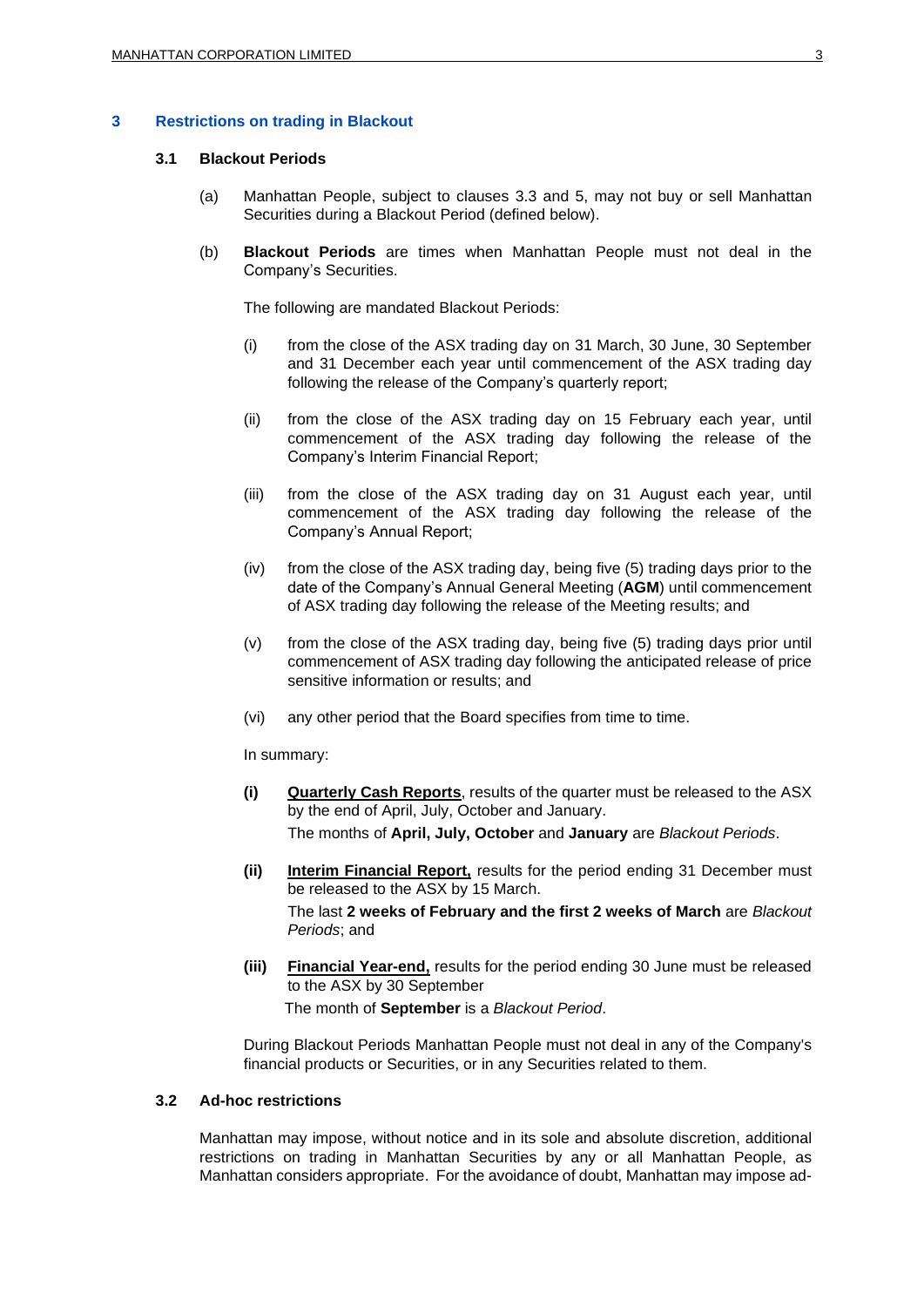## 3 Restrictions on trading in Blackout

### 3.1 Blackout Periods

(a) Manhattan People, subject to clauses 3.3 and 5, may not buy or sell Manhattan Securities during a Blackout Period (defined below).

(b) **Blackout Periods** are times when Manhattan People must not deal in the Company's Securities.

The following are mandated Blackout Periods:

(i) from the close of the ASX trading day on 31 March, 30 June, 30 September and 31 December each year until commencement of the ASX trading day following the release of the Company's quarterly report;

(ii) from the close of the ASX trading day on 15 February each year, until commencement of the ASX trading day following the release of the Company's Interim Financial Report;

(iii) from the close of the ASX trading day on 31 August each year, until commencement of the ASX trading day following the release of the Company's Annual Report;

(iv) from the close of the ASX trading day, being five (5) trading days prior to the date of the Company's Annual General Meeting (**AGM**) until commencement of ASX trading day following the release of the Meeting results; and

(v) from the close of the ASX trading day, being five (5) trading days prior until commencement of ASX trading day following the anticipated release of price sensitive information or results; and

(vi) any other period that the Board specifies from time to time.

In summary:

**(i)** **Quarterly Cash Reports**, results of the quarter must be released to the ASX by the end of April, July, October and January.
The months of **April, July, October** and **January** are *Blackout Periods*.

**(ii)** **Interim Financial Report,** results for the period ending 31 December must be released to the ASX by 15 March.
The last **2 weeks of February and the first 2 weeks of March** are *Blackout Periods*; and

**(iii)** **Financial Year-end,** results for the period ending 30 June must be released to the ASX by 30 September
The month of **September** is a *Blackout Period*.

During Blackout Periods Manhattan People must not deal in any of the Company's financial products or Securities, or in any Securities related to them.

### 3.2 Ad-hoc restrictions

Manhattan may impose, without notice and in its sole and absolute discretion, additional restrictions on trading in Manhattan Securities by any or all Manhattan People, as Manhattan considers appropriate. For the avoidance of doubt, Manhattan may impose ad-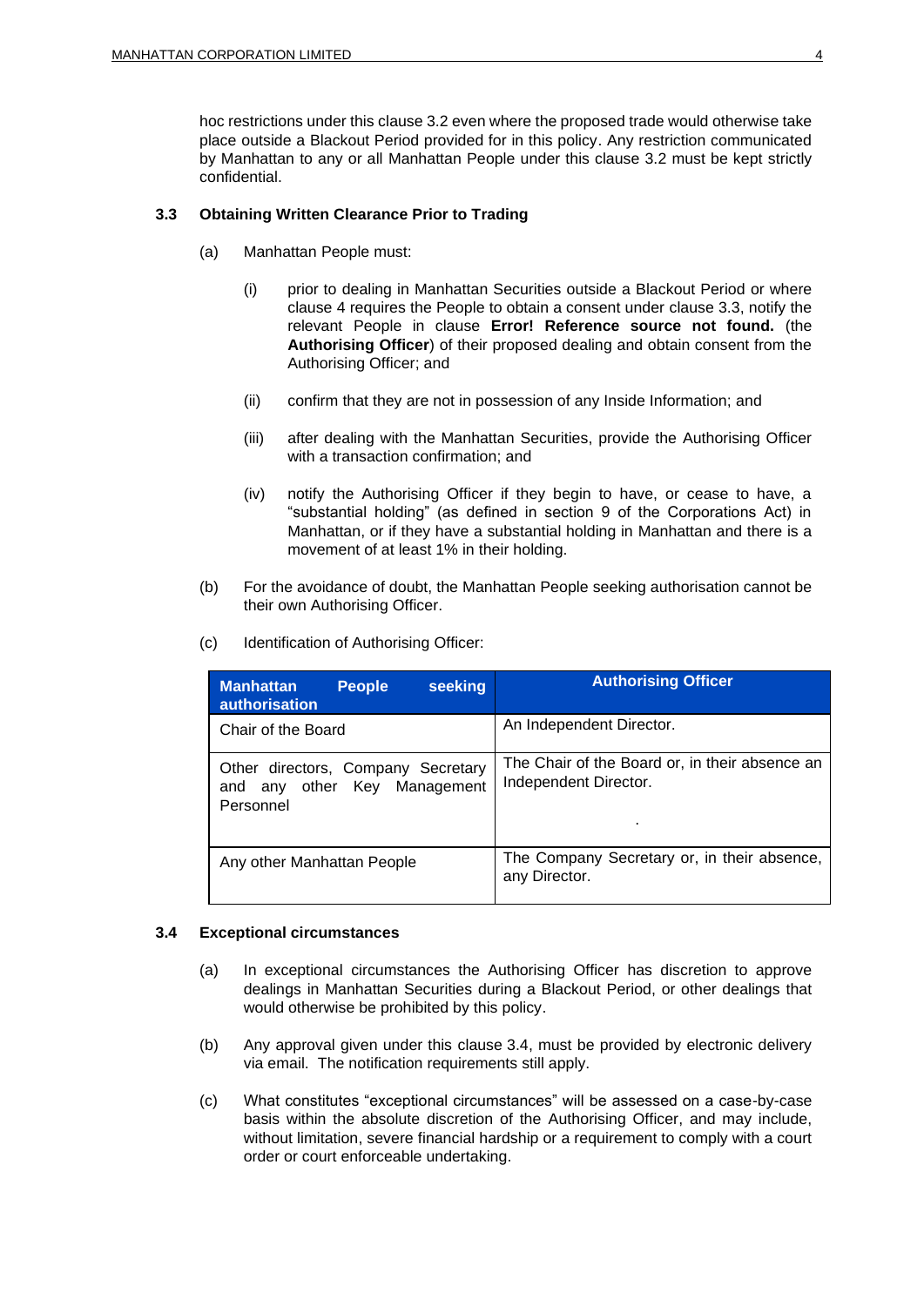hoc restrictions under this clause 3.2 even where the proposed trade would otherwise take place outside a Blackout Period provided for in this policy. Any restriction communicated by Manhattan to any or all Manhattan People under this clause 3.2 must be kept strictly confidential.

### 3.3 Obtaining Written Clearance Prior to Trading

(a) Manhattan People must:

(i) prior to dealing in Manhattan Securities outside a Blackout Period or where clause 4 requires the People to obtain a consent under clause 3.3, notify the relevant People in clause **Error! Reference source not found.** (the **Authorising Officer**) of their proposed dealing and obtain consent from the Authorising Officer; and

(ii) confirm that they are not in possession of any Inside Information; and

(iii) after dealing with the Manhattan Securities, provide the Authorising Officer with a transaction confirmation; and

(iv) notify the Authorising Officer if they begin to have, or cease to have, a "substantial holding" (as defined in section 9 of the Corporations Act) in Manhattan, or if they have a substantial holding in Manhattan and there is a movement of at least 1% in their holding.

(b) For the avoidance of doubt, the Manhattan People seeking authorisation cannot be their own Authorising Officer.

(c) Identification of Authorising Officer:

| Manhattan People seeking authorisation | Authorising Officer |
|---|---|
| Chair of the Board | An Independent Director. |
| Other directors, Company Secretary and any other Key Management Personnel | The Chair of the Board or, in their absence an Independent Director. . |
| Any other Manhattan People | The Company Secretary or, in their absence, any Director. |

### 3.4 Exceptional circumstances

(a) In exceptional circumstances the Authorising Officer has discretion to approve dealings in Manhattan Securities during a Blackout Period, or other dealings that would otherwise be prohibited by this policy.

(b) Any approval given under this clause 3.4, must be provided by electronic delivery via email. The notification requirements still apply.

(c) What constitutes "exceptional circumstances" will be assessed on a case-by-case basis within the absolute discretion of the Authorising Officer, and may include, without limitation, severe financial hardship or a requirement to comply with a court order or court enforceable undertaking.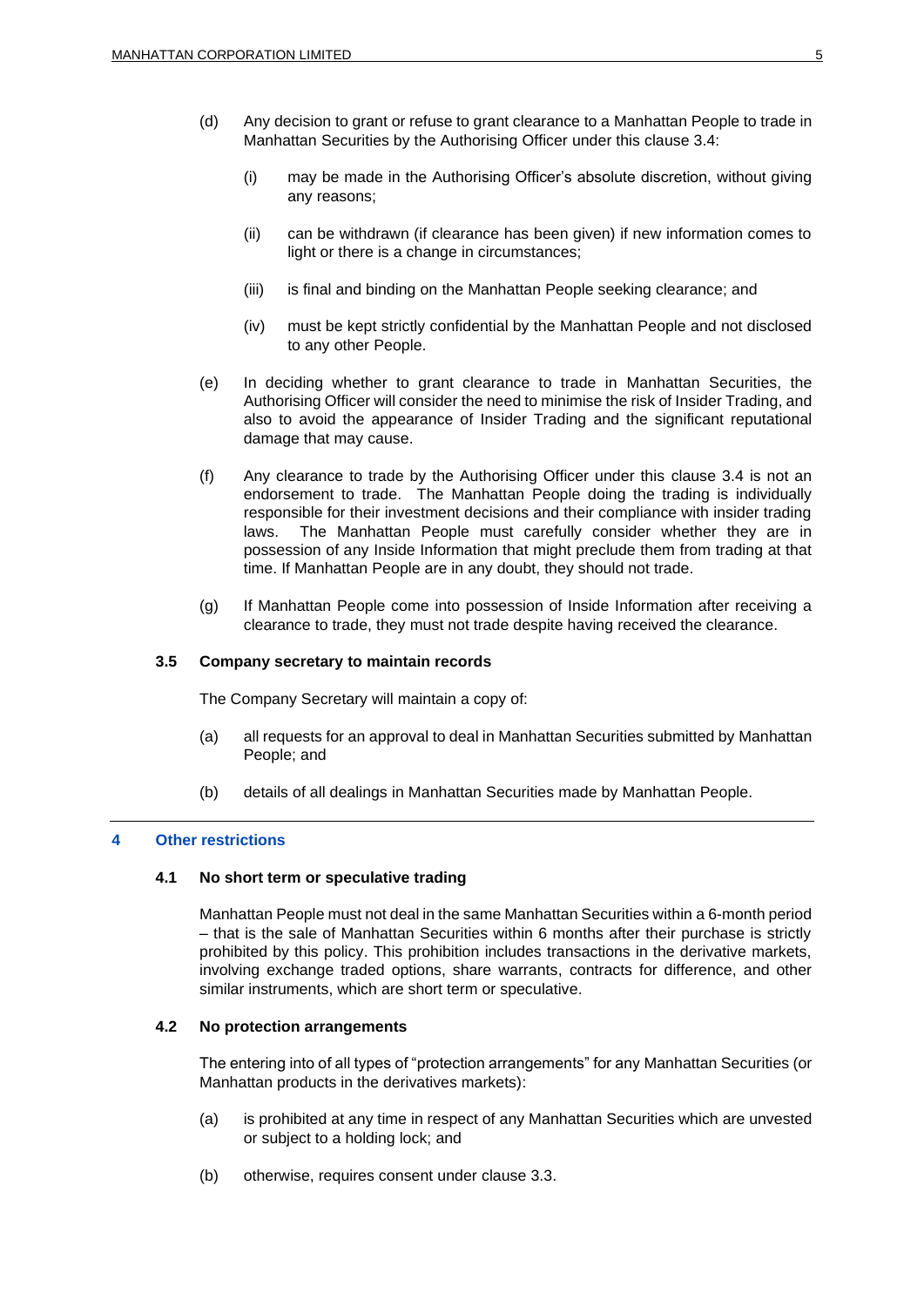(d) Any decision to grant or refuse to grant clearance to a Manhattan People to trade in Manhattan Securities by the Authorising Officer under this clause 3.4:

  (i) may be made in the Authorising Officer's absolute discretion, without giving any reasons;

  (ii) can be withdrawn (if clearance has been given) if new information comes to light or there is a change in circumstances;

  (iii) is final and binding on the Manhattan People seeking clearance; and

  (iv) must be kept strictly confidential by the Manhattan People and not disclosed to any other People.

(e) In deciding whether to grant clearance to trade in Manhattan Securities, the Authorising Officer will consider the need to minimise the risk of Insider Trading, and also to avoid the appearance of Insider Trading and the significant reputational damage that may cause.

(f) Any clearance to trade by the Authorising Officer under this clause 3.4 is not an endorsement to trade. The Manhattan People doing the trading is individually responsible for their investment decisions and their compliance with insider trading laws. The Manhattan People must carefully consider whether they are in possession of any Inside Information that might preclude them from trading at that time. If Manhattan People are in any doubt, they should not trade.

(g) If Manhattan People come into possession of Inside Information after receiving a clearance to trade, they must not trade despite having received the clearance.

### 3.5 Company secretary to maintain records

The Company Secretary will maintain a copy of:

(a) all requests for an approval to deal in Manhattan Securities submitted by Manhattan People; and

(b) details of all dealings in Manhattan Securities made by Manhattan People.

## 4 Other restrictions

### 4.1 No short term or speculative trading

Manhattan People must not deal in the same Manhattan Securities within a 6-month period – that is the sale of Manhattan Securities within 6 months after their purchase is strictly prohibited by this policy. This prohibition includes transactions in the derivative markets, involving exchange traded options, share warrants, contracts for difference, and other similar instruments, which are short term or speculative.

### 4.2 No protection arrangements

The entering into of all types of "protection arrangements" for any Manhattan Securities (or Manhattan products in the derivatives markets):

(a) is prohibited at any time in respect of any Manhattan Securities which are unvested or subject to a holding lock; and

(b) otherwise, requires consent under clause 3.3.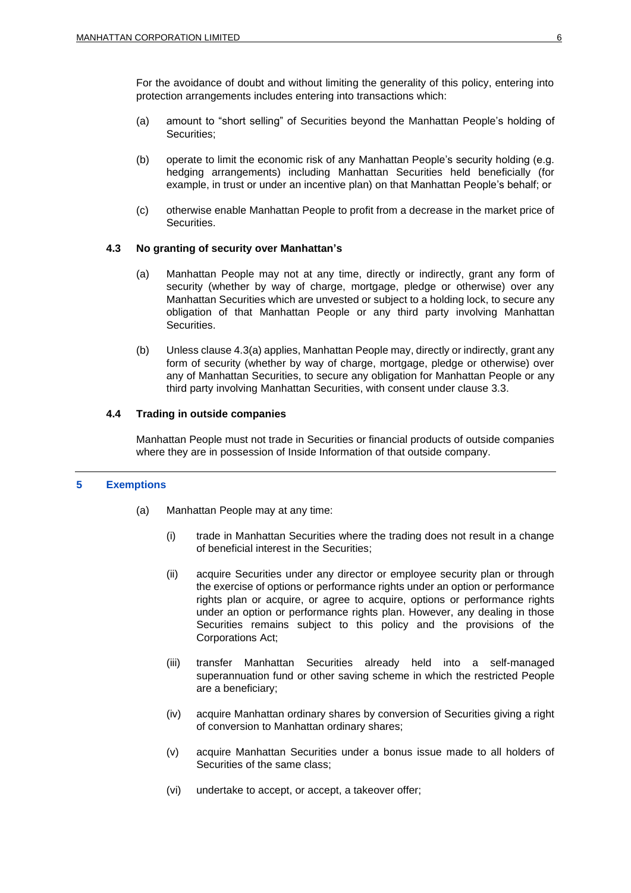For the avoidance of doubt and without limiting the generality of this policy, entering into protection arrangements includes entering into transactions which:

(a) amount to "short selling" of Securities beyond the Manhattan People's holding of Securities;

(b) operate to limit the economic risk of any Manhattan People's security holding (e.g. hedging arrangements) including Manhattan Securities held beneficially (for example, in trust or under an incentive plan) on that Manhattan People's behalf; or

(c) otherwise enable Manhattan People to profit from a decrease in the market price of Securities.

### 4.3 No granting of security over Manhattan's

(a) Manhattan People may not at any time, directly or indirectly, grant any form of security (whether by way of charge, mortgage, pledge or otherwise) over any Manhattan Securities which are unvested or subject to a holding lock, to secure any obligation of that Manhattan People or any third party involving Manhattan Securities.

(b) Unless clause 4.3(a) applies, Manhattan People may, directly or indirectly, grant any form of security (whether by way of charge, mortgage, pledge or otherwise) over any of Manhattan Securities, to secure any obligation for Manhattan People or any third party involving Manhattan Securities, with consent under clause 3.3.

### 4.4 Trading in outside companies

Manhattan People must not trade in Securities or financial products of outside companies where they are in possession of Inside Information of that outside company.

## 5 Exemptions

(a) Manhattan People may at any time:

  (i) trade in Manhattan Securities where the trading does not result in a change of beneficial interest in the Securities;

  (ii) acquire Securities under any director or employee security plan or through the exercise of options or performance rights under an option or performance rights plan or acquire, or agree to acquire, options or performance rights under an option or performance rights plan. However, any dealing in those Securities remains subject to this policy and the provisions of the Corporations Act;

  (iii) transfer Manhattan Securities already held into a self-managed superannuation fund or other saving scheme in which the restricted People are a beneficiary;

  (iv) acquire Manhattan ordinary shares by conversion of Securities giving a right of conversion to Manhattan ordinary shares;

  (v) acquire Manhattan Securities under a bonus issue made to all holders of Securities of the same class;

  (vi) undertake to accept, or accept, a takeover offer;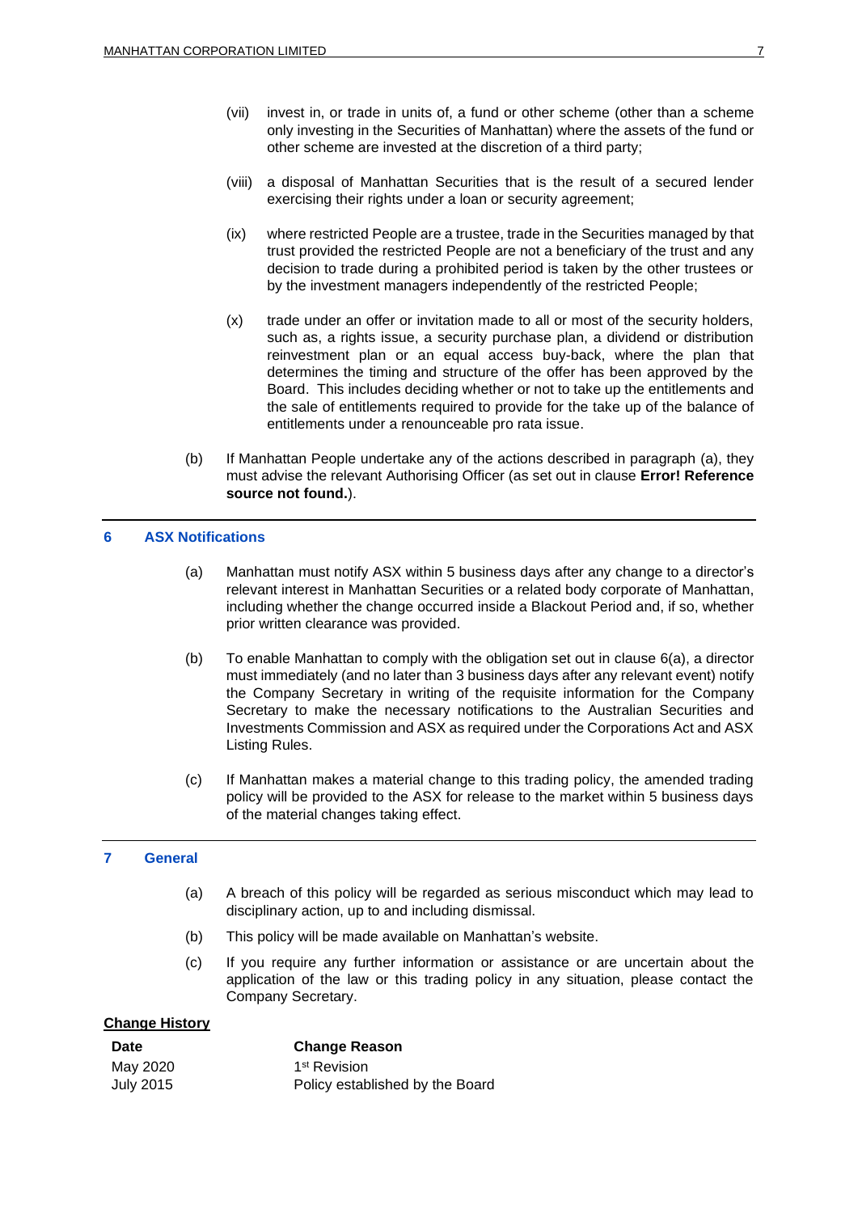(vii) invest in, or trade in units of, a fund or other scheme (other than a scheme only investing in the Securities of Manhattan) where the assets of the fund or other scheme are invested at the discretion of a third party;

(viii) a disposal of Manhattan Securities that is the result of a secured lender exercising their rights under a loan or security agreement;

(ix) where restricted People are a trustee, trade in the Securities managed by that trust provided the restricted People are not a beneficiary of the trust and any decision to trade during a prohibited period is taken by the other trustees or by the investment managers independently of the restricted People;

(x) trade under an offer or invitation made to all or most of the security holders, such as, a rights issue, a security purchase plan, a dividend or distribution reinvestment plan or an equal access buy-back, where the plan that determines the timing and structure of the offer has been approved by the Board. This includes deciding whether or not to take up the entitlements and the sale of entitlements required to provide for the take up of the balance of entitlements under a renounceable pro rata issue.

(b) If Manhattan People undertake any of the actions described in paragraph (a), they must advise the relevant Authorising Officer (as set out in clause **Error! Reference source not found.**).

## 6 ASX Notifications

(a) Manhattan must notify ASX within 5 business days after any change to a director's relevant interest in Manhattan Securities or a related body corporate of Manhattan, including whether the change occurred inside a Blackout Period and, if so, whether prior written clearance was provided.

(b) To enable Manhattan to comply with the obligation set out in clause 6(a), a director must immediately (and no later than 3 business days after any relevant event) notify the Company Secretary in writing of the requisite information for the Company Secretary to make the necessary notifications to the Australian Securities and Investments Commission and ASX as required under the Corporations Act and ASX Listing Rules.

(c) If Manhattan makes a material change to this trading policy, the amended trading policy will be provided to the ASX for release to the market within 5 business days of the material changes taking effect.

## 7 General

(a) A breach of this policy will be regarded as serious misconduct which may lead to disciplinary action, up to and including dismissal.

(b) This policy will be made available on Manhattan's website.

(c) If you require any further information or assistance or are uncertain about the application of the law or this trading policy in any situation, please contact the Company Secretary.

**Change History**

| Date | Change Reason |
|---|---|
| May 2020 | 1st Revision |
| July 2015 | Policy established by the Board |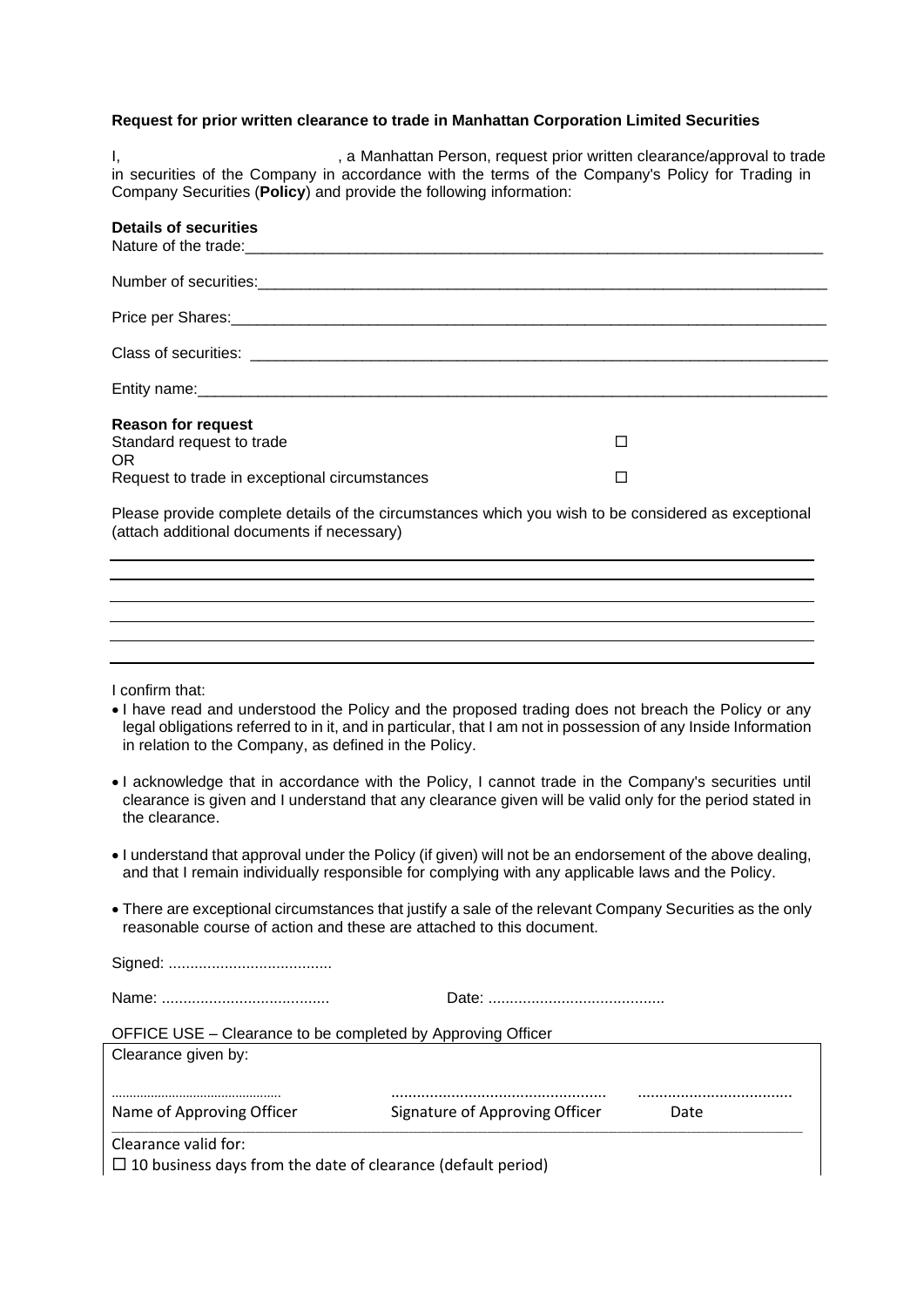**Request for prior written clearance to trade in Manhattan Corporation Limited Securities**

I, \_\_\_\_\_\_\_\_\_\_\_\_\_\_\_\_\_\_\_\_, a Manhattan Person, request prior written clearance/approval to trade in securities of the Company in accordance with the terms of the Company's Policy for Trading in Company Securities (**Policy**) and provide the following information:

**Details of securities**

Nature of the trade:\_\_\_\_\_\_\_\_\_\_\_\_\_\_\_\_\_\_\_\_\_\_\_\_\_\_\_\_\_\_\_\_\_\_\_\_\_\_\_\_\_\_\_\_\_\_\_\_\_\_\_\_\_\_\_\_\_\_\_\_

Number of securities:\_\_\_\_\_\_\_\_\_\_\_\_\_\_\_\_\_\_\_\_\_\_\_\_\_\_\_\_\_\_\_\_\_\_\_\_\_\_\_\_\_\_\_\_\_\_\_\_\_\_\_\_\_\_\_\_\_\_\_

Price per Shares:\_\_\_\_\_\_\_\_\_\_\_\_\_\_\_\_\_\_\_\_\_\_\_\_\_\_\_\_\_\_\_\_\_\_\_\_\_\_\_\_\_\_\_\_\_\_\_\_\_\_\_\_\_\_\_\_\_\_\_\_\_\_

Class of securities: \_\_\_\_\_\_\_\_\_\_\_\_\_\_\_\_\_\_\_\_\_\_\_\_\_\_\_\_\_\_\_\_\_\_\_\_\_\_\_\_\_\_\_\_\_\_\_\_\_\_\_\_\_\_\_\_\_\_\_\_

Entity name:\_\_\_\_\_\_\_\_\_\_\_\_\_\_\_\_\_\_\_\_\_\_\_\_\_\_\_\_\_\_\_\_\_\_\_\_\_\_\_\_\_\_\_\_\_\_\_\_\_\_\_\_\_\_\_\_\_\_\_\_\_\_\_\_\_\_

**Reason for request**

Standard request to trade ☐

OR

Request to trade in exceptional circumstances ☐

Please provide complete details of the circumstances which you wish to be considered as exceptional (attach additional documents if necessary)

---

---

---

---

---

---

I confirm that:

- I have read and understood the Policy and the proposed trading does not breach the Policy or any legal obligations referred to in it, and in particular, that I am not in possession of any Inside Information in relation to the Company, as defined in the Policy.
- I acknowledge that in accordance with the Policy, I cannot trade in the Company's securities until clearance is given and I understand that any clearance given will be valid only for the period stated in the clearance.
- I understand that approval under the Policy (if given) will not be an endorsement of the above dealing, and that I remain individually responsible for complying with any applicable laws and the Policy.
- There are exceptional circumstances that justify a sale of the relevant Company Securities as the only reasonable course of action and these are attached to this document.

Signed: ......................................

Name: ....................................... Date: .........................................

OFFICE USE – Clearance to be completed by Approving Officer

Clearance given by:

| ............................................... | ................................................. | ................................... |
| --- | --- | --- |
| Name of Approving Officer | Signature of Approving Officer | Date |

Clearance valid for:

☐ 10 business days from the date of clearance (default period)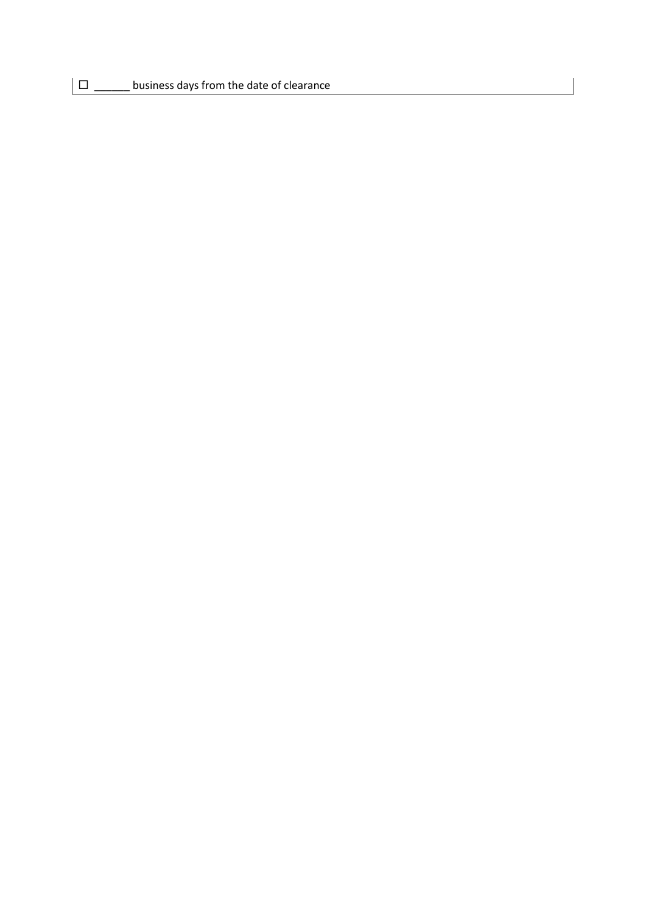☐ ______ business days from the date of clearance